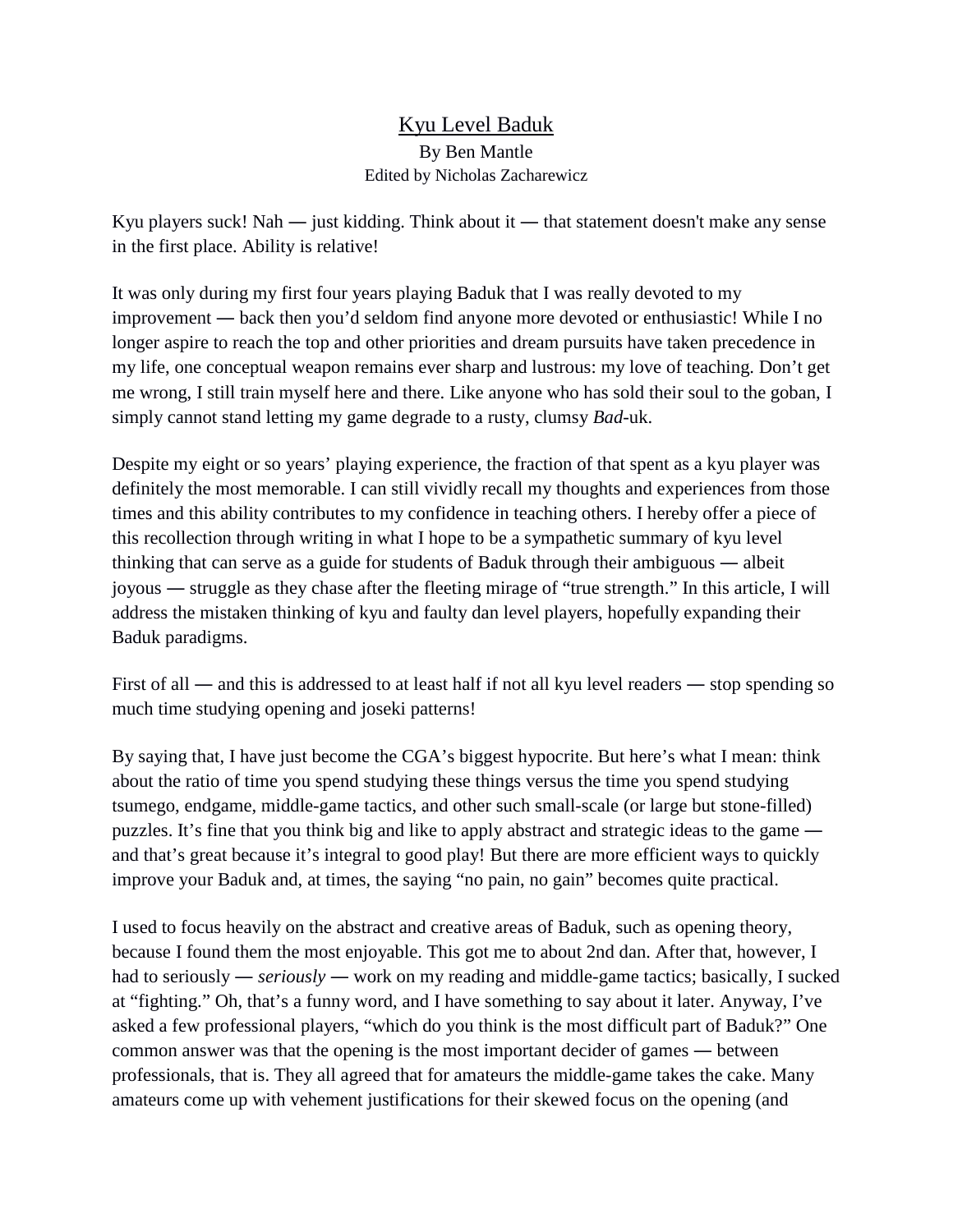# Kyu Level Baduk

By Ben Mantle
Edited by Nicholas Zacharewicz

Kyu players suck! Nah — just kidding. Think about it — that statement doesn't make any sense in the first place. Ability is relative!

It was only during my first four years playing Baduk that I was really devoted to my improvement — back then you'd seldom find anyone more devoted or enthusiastic! While I no longer aspire to reach the top and other priorities and dream pursuits have taken precedence in my life, one conceptual weapon remains ever sharp and lustrous: my love of teaching. Don't get me wrong, I still train myself here and there. Like anyone who has sold their soul to the goban, I simply cannot stand letting my game degrade to a rusty, clumsy *Bad*-uk.

Despite my eight or so years' playing experience, the fraction of that spent as a kyu player was definitely the most memorable. I can still vividly recall my thoughts and experiences from those times and this ability contributes to my confidence in teaching others. I hereby offer a piece of this recollection through writing in what I hope to be a sympathetic summary of kyu level thinking that can serve as a guide for students of Baduk through their ambiguous — albeit joyous — struggle as they chase after the fleeting mirage of "true strength." In this article, I will address the mistaken thinking of kyu and faulty dan level players, hopefully expanding their Baduk paradigms.

First of all — and this is addressed to at least half if not all kyu level readers — stop spending so much time studying opening and joseki patterns!

By saying that, I have just become the CGA's biggest hypocrite. But here's what I mean: think about the ratio of time you spend studying these things versus the time you spend studying tsumego, endgame, middle-game tactics, and other such small-scale (or large but stone-filled) puzzles. It's fine that you think big and like to apply abstract and strategic ideas to the game — and that's great because it's integral to good play! But there are more efficient ways to quickly improve your Baduk and, at times, the saying "no pain, no gain" becomes quite practical.

I used to focus heavily on the abstract and creative areas of Baduk, such as opening theory, because I found them the most enjoyable. This got me to about 2nd dan. After that, however, I had to seriously — *seriously* — work on my reading and middle-game tactics; basically, I sucked at "fighting." Oh, that's a funny word, and I have something to say about it later. Anyway, I've asked a few professional players, "which do you think is the most difficult part of Baduk?" One common answer was that the opening is the most important decider of games — between professionals, that is. They all agreed that for amateurs the middle-game takes the cake. Many amateurs come up with vehement justifications for their skewed focus on the opening (and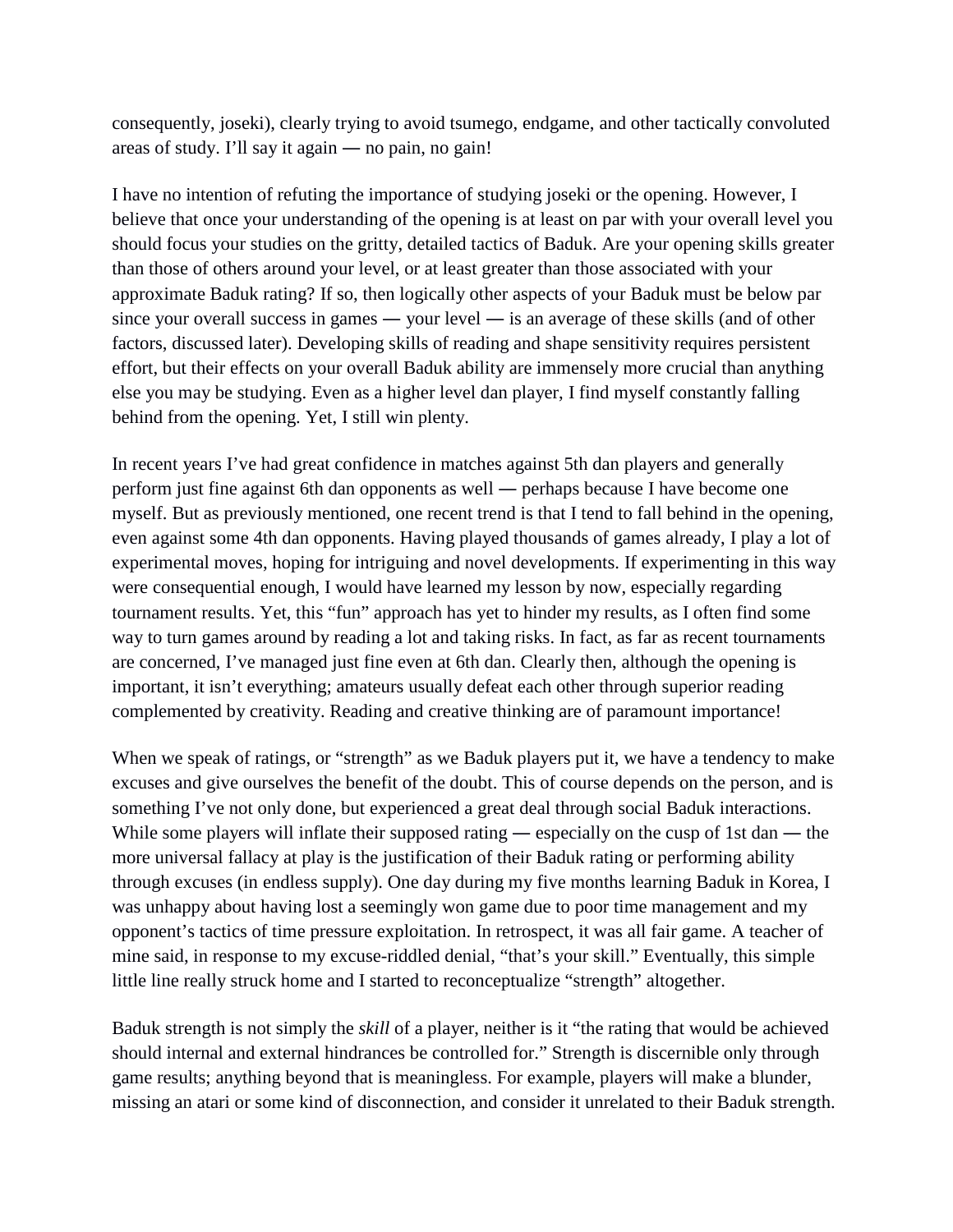consequently, joseki), clearly trying to avoid tsumego, endgame, and other tactically convoluted areas of study. I'll say it again — no pain, no gain!

I have no intention of refuting the importance of studying joseki or the opening. However, I believe that once your understanding of the opening is at least on par with your overall level you should focus your studies on the gritty, detailed tactics of Baduk. Are your opening skills greater than those of others around your level, or at least greater than those associated with your approximate Baduk rating? If so, then logically other aspects of your Baduk must be below par since your overall success in games — your level — is an average of these skills (and of other factors, discussed later). Developing skills of reading and shape sensitivity requires persistent effort, but their effects on your overall Baduk ability are immensely more crucial than anything else you may be studying. Even as a higher level dan player, I find myself constantly falling behind from the opening. Yet, I still win plenty.

In recent years I've had great confidence in matches against 5th dan players and generally perform just fine against 6th dan opponents as well — perhaps because I have become one myself. But as previously mentioned, one recent trend is that I tend to fall behind in the opening, even against some 4th dan opponents. Having played thousands of games already, I play a lot of experimental moves, hoping for intriguing and novel developments. If experimenting in this way were consequential enough, I would have learned my lesson by now, especially regarding tournament results. Yet, this "fun" approach has yet to hinder my results, as I often find some way to turn games around by reading a lot and taking risks. In fact, as far as recent tournaments are concerned, I've managed just fine even at 6th dan. Clearly then, although the opening is important, it isn't everything; amateurs usually defeat each other through superior reading complemented by creativity. Reading and creative thinking are of paramount importance!

When we speak of ratings, or "strength" as we Baduk players put it, we have a tendency to make excuses and give ourselves the benefit of the doubt. This of course depends on the person, and is something I've not only done, but experienced a great deal through social Baduk interactions. While some players will inflate their supposed rating — especially on the cusp of 1st dan — the more universal fallacy at play is the justification of their Baduk rating or performing ability through excuses (in endless supply). One day during my five months learning Baduk in Korea, I was unhappy about having lost a seemingly won game due to poor time management and my opponent's tactics of time pressure exploitation. In retrospect, it was all fair game. A teacher of mine said, in response to my excuse-riddled denial, "that's your skill." Eventually, this simple little line really struck home and I started to reconceptualize "strength" altogether.

Baduk strength is not simply the *skill* of a player, neither is it "the rating that would be achieved should internal and external hindrances be controlled for." Strength is discernible only through game results; anything beyond that is meaningless. For example, players will make a blunder, missing an atari or some kind of disconnection, and consider it unrelated to their Baduk strength.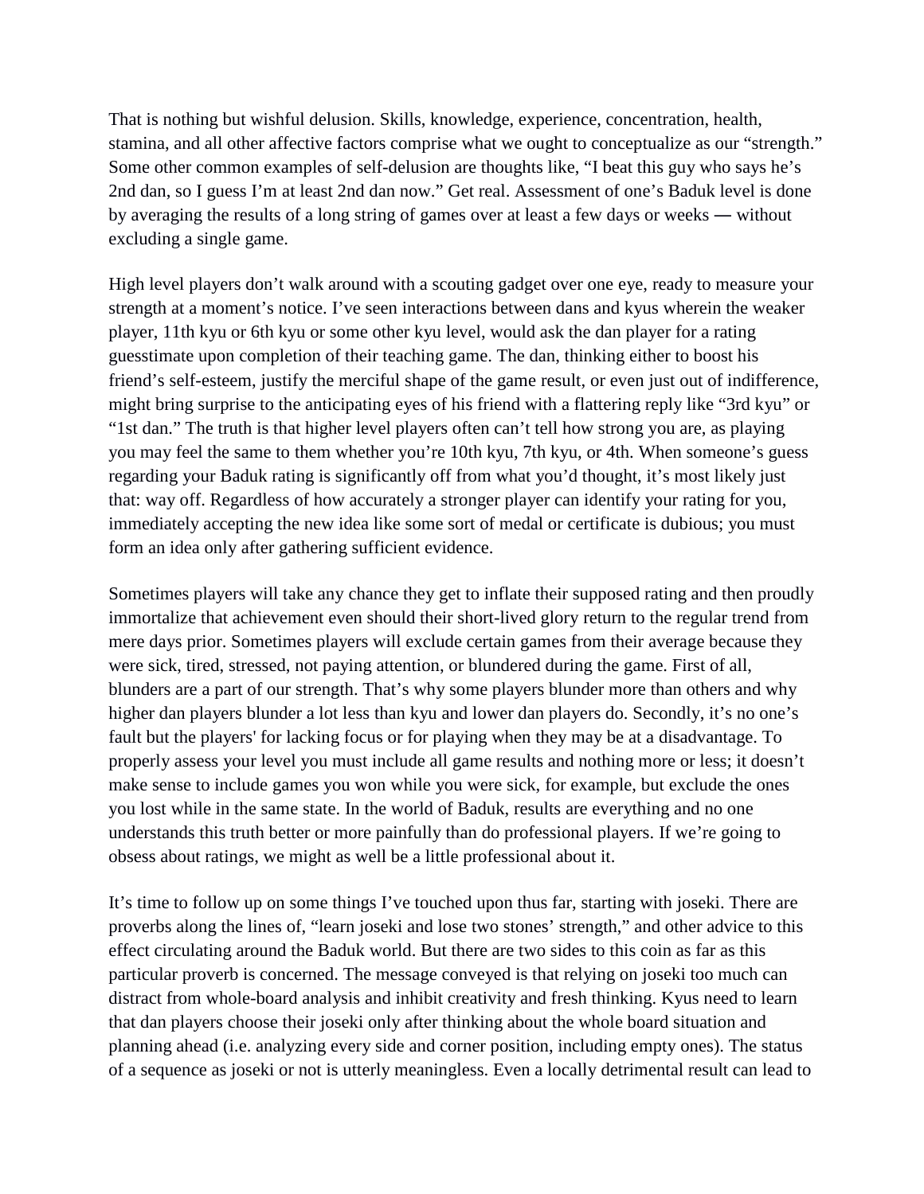That is nothing but wishful delusion. Skills, knowledge, experience, concentration, health, stamina, and all other affective factors comprise what we ought to conceptualize as our "strength." Some other common examples of self-delusion are thoughts like, "I beat this guy who says he's 2nd dan, so I guess I'm at least 2nd dan now." Get real. Assessment of one's Baduk level is done by averaging the results of a long string of games over at least a few days or weeks — without excluding a single game.

High level players don't walk around with a scouting gadget over one eye, ready to measure your strength at a moment's notice. I've seen interactions between dans and kyus wherein the weaker player, 11th kyu or 6th kyu or some other kyu level, would ask the dan player for a rating guesstimate upon completion of their teaching game. The dan, thinking either to boost his friend's self-esteem, justify the merciful shape of the game result, or even just out of indifference, might bring surprise to the anticipating eyes of his friend with a flattering reply like "3rd kyu" or "1st dan." The truth is that higher level players often can't tell how strong you are, as playing you may feel the same to them whether you're 10th kyu, 7th kyu, or 4th. When someone's guess regarding your Baduk rating is significantly off from what you'd thought, it's most likely just that: way off. Regardless of how accurately a stronger player can identify your rating for you, immediately accepting the new idea like some sort of medal or certificate is dubious; you must form an idea only after gathering sufficient evidence.

Sometimes players will take any chance they get to inflate their supposed rating and then proudly immortalize that achievement even should their short-lived glory return to the regular trend from mere days prior. Sometimes players will exclude certain games from their average because they were sick, tired, stressed, not paying attention, or blundered during the game. First of all, blunders are a part of our strength. That's why some players blunder more than others and why higher dan players blunder a lot less than kyu and lower dan players do. Secondly, it's no one's fault but the players' for lacking focus or for playing when they may be at a disadvantage. To properly assess your level you must include all game results and nothing more or less; it doesn't make sense to include games you won while you were sick, for example, but exclude the ones you lost while in the same state. In the world of Baduk, results are everything and no one understands this truth better or more painfully than do professional players. If we're going to obsess about ratings, we might as well be a little professional about it.

It's time to follow up on some things I've touched upon thus far, starting with joseki. There are proverbs along the lines of, "learn joseki and lose two stones' strength," and other advice to this effect circulating around the Baduk world. But there are two sides to this coin as far as this particular proverb is concerned. The message conveyed is that relying on joseki too much can distract from whole-board analysis and inhibit creativity and fresh thinking. Kyus need to learn that dan players choose their joseki only after thinking about the whole board situation and planning ahead (i.e. analyzing every side and corner position, including empty ones). The status of a sequence as joseki or not is utterly meaningless. Even a locally detrimental result can lead to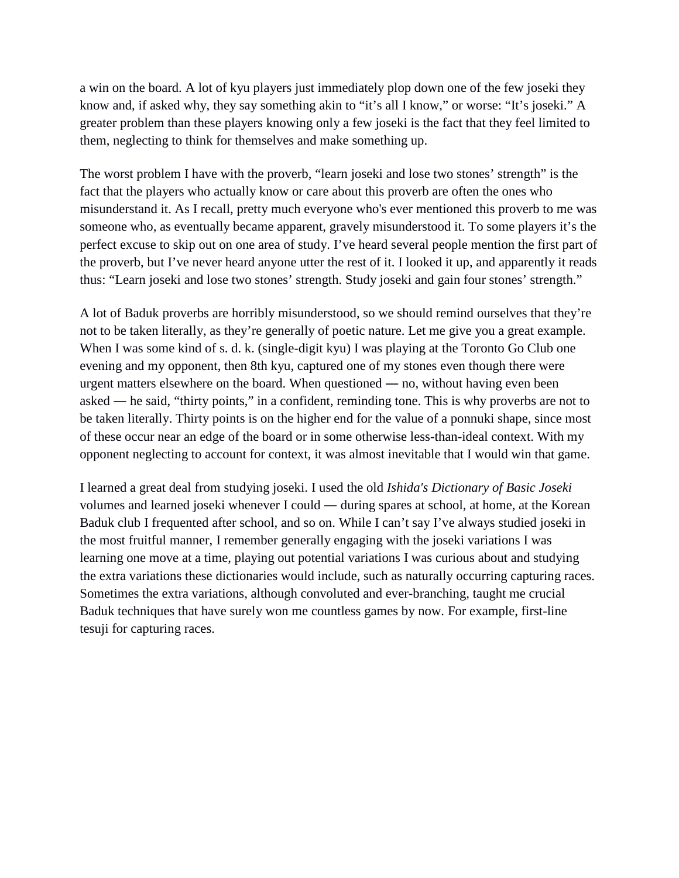a win on the board. A lot of kyu players just immediately plop down one of the few joseki they know and, if asked why, they say something akin to "it's all I know," or worse: "It's joseki." A greater problem than these players knowing only a few joseki is the fact that they feel limited to them, neglecting to think for themselves and make something up.

The worst problem I have with the proverb, "learn joseki and lose two stones' strength" is the fact that the players who actually know or care about this proverb are often the ones who misunderstand it. As I recall, pretty much everyone who's ever mentioned this proverb to me was someone who, as eventually became apparent, gravely misunderstood it. To some players it's the perfect excuse to skip out on one area of study. I've heard several people mention the first part of the proverb, but I've never heard anyone utter the rest of it. I looked it up, and apparently it reads thus: "Learn joseki and lose two stones' strength. Study joseki and gain four stones' strength."

A lot of Baduk proverbs are horribly misunderstood, so we should remind ourselves that they're not to be taken literally, as they're generally of poetic nature. Let me give you a great example. When I was some kind of s. d. k. (single-digit kyu) I was playing at the Toronto Go Club one evening and my opponent, then 8th kyu, captured one of my stones even though there were urgent matters elsewhere on the board. When questioned — no, without having even been asked — he said, "thirty points," in a confident, reminding tone. This is why proverbs are not to be taken literally. Thirty points is on the higher end for the value of a ponnuki shape, since most of these occur near an edge of the board or in some otherwise less-than-ideal context. With my opponent neglecting to account for context, it was almost inevitable that I would win that game.

I learned a great deal from studying joseki. I used the old *Ishida's Dictionary of Basic Joseki* volumes and learned joseki whenever I could — during spares at school, at home, at the Korean Baduk club I frequented after school, and so on. While I can't say I've always studied joseki in the most fruitful manner, I remember generally engaging with the joseki variations I was learning one move at a time, playing out potential variations I was curious about and studying the extra variations these dictionaries would include, such as naturally occurring capturing races. Sometimes the extra variations, although convoluted and ever-branching, taught me crucial Baduk techniques that have surely won me countless games by now. For example, first-line tesuji for capturing races.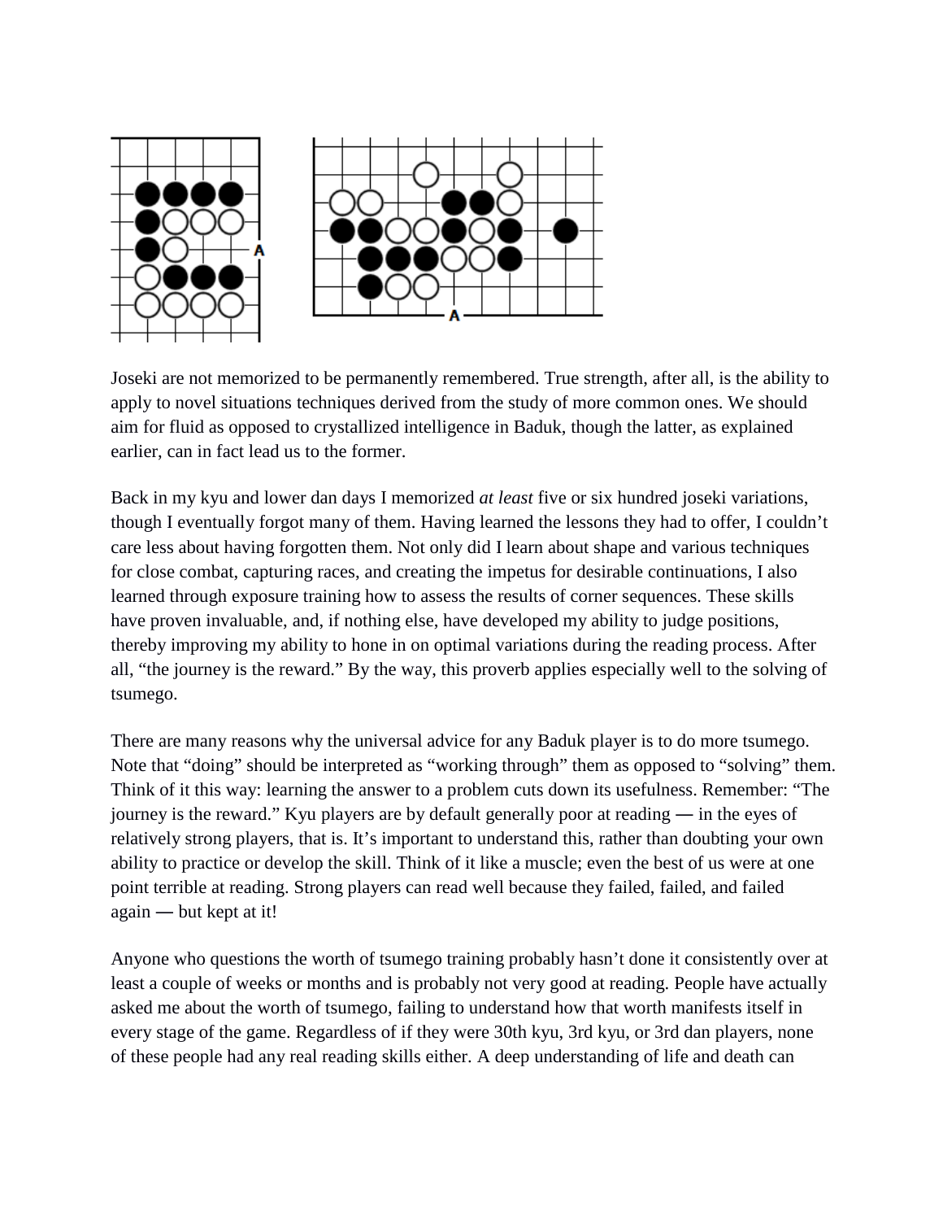Joseki are not memorized to be permanently remembered. True strength, after all, is the ability to apply to novel situations techniques derived from the study of more common ones. We should aim for fluid as opposed to crystallized intelligence in Baduk, though the latter, as explained earlier, can in fact lead us to the former.

Back in my kyu and lower dan days I memorized *at least* five or six hundred joseki variations, though I eventually forgot many of them. Having learned the lessons they had to offer, I couldn't care less about having forgotten them. Not only did I learn about shape and various techniques for close combat, capturing races, and creating the impetus for desirable continuations, I also learned through exposure training how to assess the results of corner sequences. These skills have proven invaluable, and, if nothing else, have developed my ability to judge positions, thereby improving my ability to hone in on optimal variations during the reading process. After all, "the journey is the reward." By the way, this proverb applies especially well to the solving of tsumego.

There are many reasons why the universal advice for any Baduk player is to do more tsumego. Note that "doing" should be interpreted as "working through" them as opposed to "solving" them. Think of it this way: learning the answer to a problem cuts down its usefulness. Remember: "The journey is the reward." Kyu players are by default generally poor at reading — in the eyes of relatively strong players, that is. It's important to understand this, rather than doubting your own ability to practice or develop the skill. Think of it like a muscle; even the best of us were at one point terrible at reading. Strong players can read well because they failed, failed, and failed again — but kept at it!

Anyone who questions the worth of tsumego training probably hasn't done it consistently over at least a couple of weeks or months and is probably not very good at reading. People have actually asked me about the worth of tsumego, failing to understand how that worth manifests itself in every stage of the game. Regardless of if they were 30th kyu, 3rd kyu, or 3rd dan players, none of these people had any real reading skills either. A deep understanding of life and death can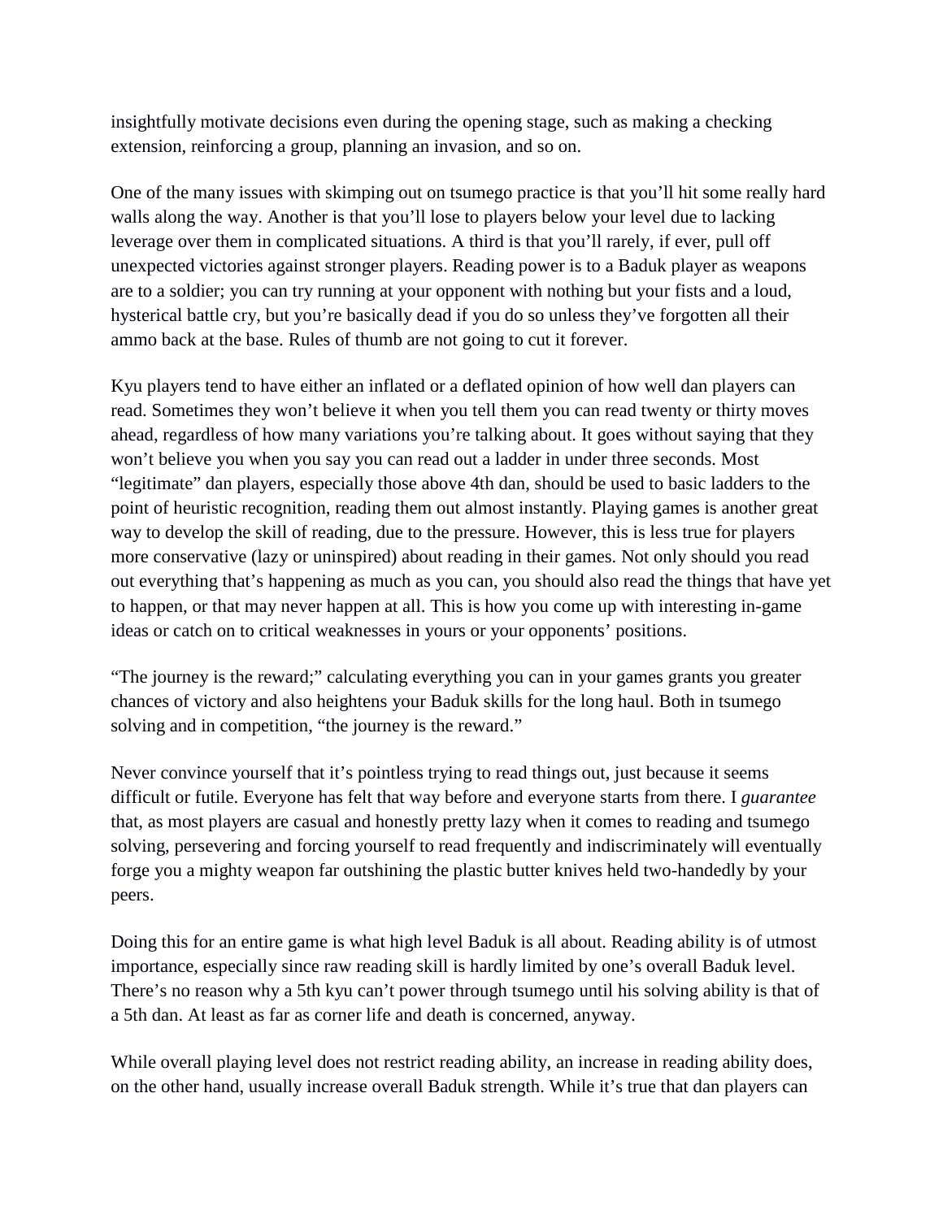insightfully motivate decisions even during the opening stage, such as making a checking extension, reinforcing a group, planning an invasion, and so on.

One of the many issues with skimping out on tsumego practice is that you'll hit some really hard walls along the way. Another is that you'll lose to players below your level due to lacking leverage over them in complicated situations. A third is that you'll rarely, if ever, pull off unexpected victories against stronger players. Reading power is to a Baduk player as weapons are to a soldier; you can try running at your opponent with nothing but your fists and a loud, hysterical battle cry, but you're basically dead if you do so unless they've forgotten all their ammo back at the base. Rules of thumb are not going to cut it forever.

Kyu players tend to have either an inflated or a deflated opinion of how well dan players can read. Sometimes they won't believe it when you tell them you can read twenty or thirty moves ahead, regardless of how many variations you're talking about. It goes without saying that they won't believe you when you say you can read out a ladder in under three seconds. Most "legitimate" dan players, especially those above 4th dan, should be used to basic ladders to the point of heuristic recognition, reading them out almost instantly. Playing games is another great way to develop the skill of reading, due to the pressure. However, this is less true for players more conservative (lazy or uninspired) about reading in their games. Not only should you read out everything that's happening as much as you can, you should also read the things that have yet to happen, or that may never happen at all. This is how you come up with interesting in-game ideas or catch on to critical weaknesses in yours or your opponents' positions.

"The journey is the reward;" calculating everything you can in your games grants you greater chances of victory and also heightens your Baduk skills for the long haul. Both in tsumego solving and in competition, "the journey is the reward."

Never convince yourself that it's pointless trying to read things out, just because it seems difficult or futile. Everyone has felt that way before and everyone starts from there. I *guarantee* that, as most players are casual and honestly pretty lazy when it comes to reading and tsumego solving, persevering and forcing yourself to read frequently and indiscriminately will eventually forge you a mighty weapon far outshining the plastic butter knives held two-handedly by your peers.

Doing this for an entire game is what high level Baduk is all about. Reading ability is of utmost importance, especially since raw reading skill is hardly limited by one's overall Baduk level. There's no reason why a 5th kyu can't power through tsumego until his solving ability is that of a 5th dan. At least as far as corner life and death is concerned, anyway.

While overall playing level does not restrict reading ability, an increase in reading ability does, on the other hand, usually increase overall Baduk strength. While it's true that dan players can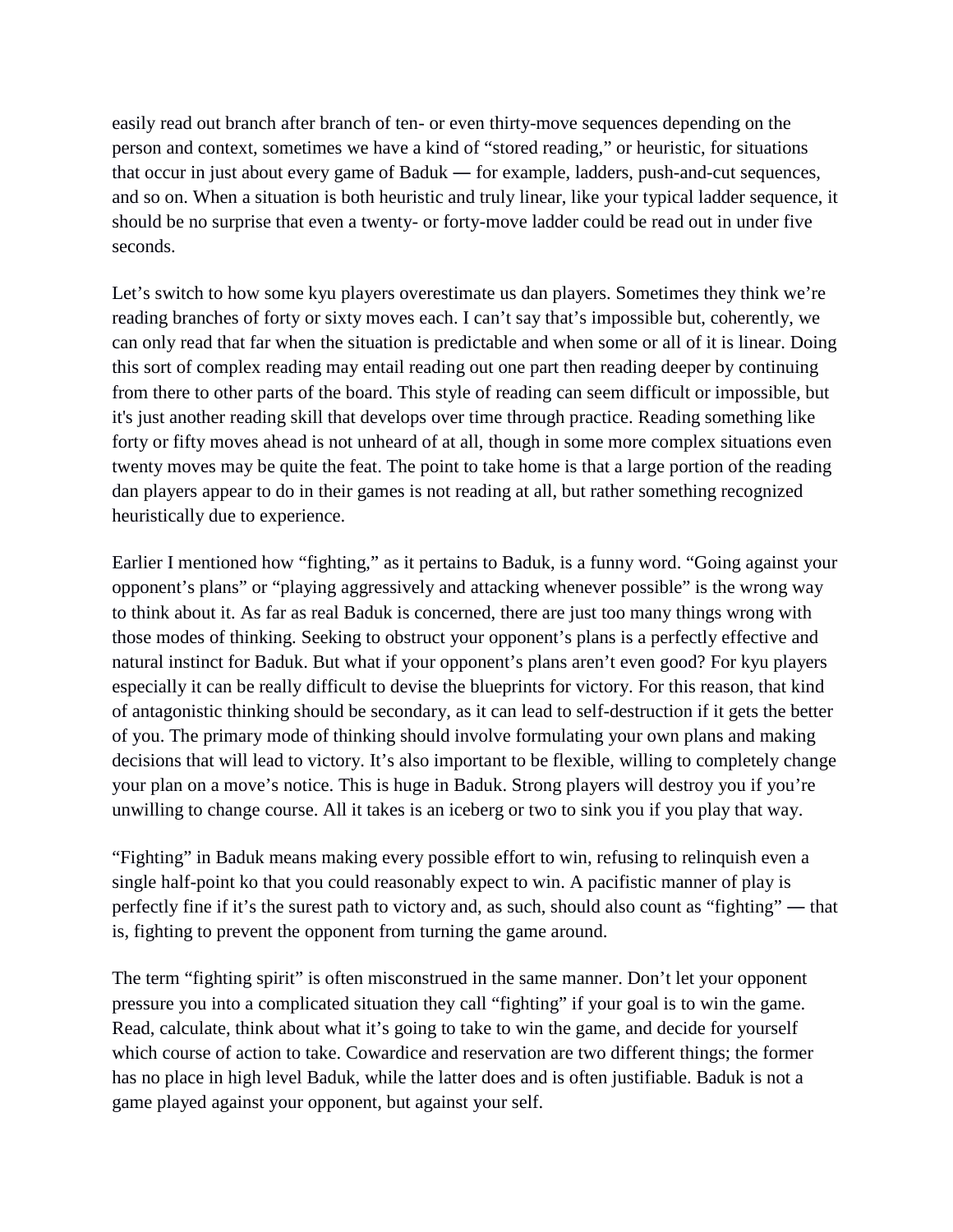easily read out branch after branch of ten- or even thirty-move sequences depending on the person and context, sometimes we have a kind of "stored reading," or heuristic, for situations that occur in just about every game of Baduk — for example, ladders, push-and-cut sequences, and so on. When a situation is both heuristic and truly linear, like your typical ladder sequence, it should be no surprise that even a twenty- or forty-move ladder could be read out in under five seconds.

Let's switch to how some kyu players overestimate us dan players. Sometimes they think we're reading branches of forty or sixty moves each. I can't say that's impossible but, coherently, we can only read that far when the situation is predictable and when some or all of it is linear. Doing this sort of complex reading may entail reading out one part then reading deeper by continuing from there to other parts of the board. This style of reading can seem difficult or impossible, but it's just another reading skill that develops over time through practice. Reading something like forty or fifty moves ahead is not unheard of at all, though in some more complex situations even twenty moves may be quite the feat. The point to take home is that a large portion of the reading dan players appear to do in their games is not reading at all, but rather something recognized heuristically due to experience.

Earlier I mentioned how "fighting," as it pertains to Baduk, is a funny word. "Going against your opponent's plans" or "playing aggressively and attacking whenever possible" is the wrong way to think about it. As far as real Baduk is concerned, there are just too many things wrong with those modes of thinking. Seeking to obstruct your opponent's plans is a perfectly effective and natural instinct for Baduk. But what if your opponent's plans aren't even good? For kyu players especially it can be really difficult to devise the blueprints for victory. For this reason, that kind of antagonistic thinking should be secondary, as it can lead to self-destruction if it gets the better of you. The primary mode of thinking should involve formulating your own plans and making decisions that will lead to victory. It's also important to be flexible, willing to completely change your plan on a move's notice. This is huge in Baduk. Strong players will destroy you if you're unwilling to change course. All it takes is an iceberg or two to sink you if you play that way.

"Fighting" in Baduk means making every possible effort to win, refusing to relinquish even a single half-point ko that you could reasonably expect to win. A pacifistic manner of play is perfectly fine if it's the surest path to victory and, as such, should also count as "fighting" — that is, fighting to prevent the opponent from turning the game around.

The term "fighting spirit" is often misconstrued in the same manner. Don't let your opponent pressure you into a complicated situation they call "fighting" if your goal is to win the game. Read, calculate, think about what it's going to take to win the game, and decide for yourself which course of action to take. Cowardice and reservation are two different things; the former has no place in high level Baduk, while the latter does and is often justifiable. Baduk is not a game played against your opponent, but against your self.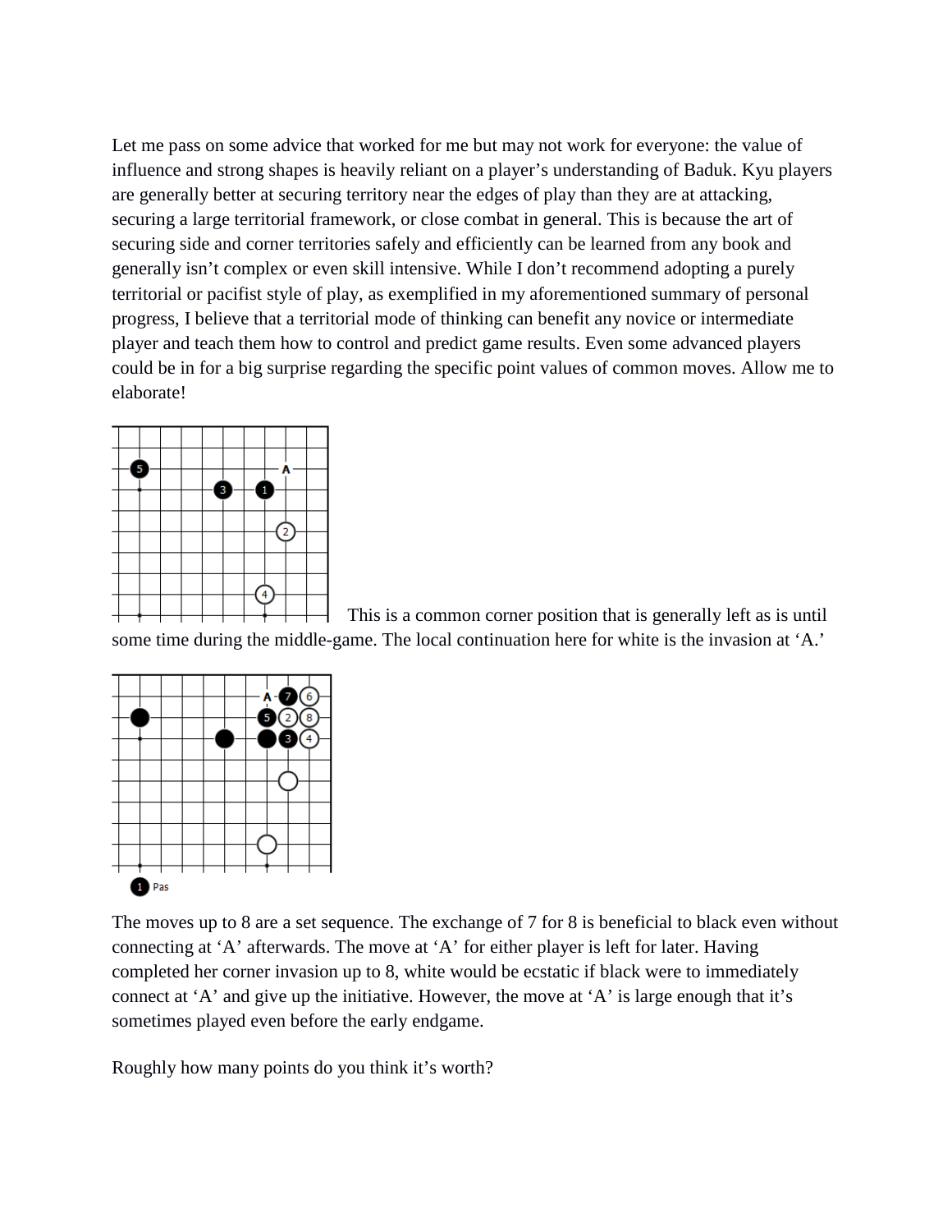Let me pass on some advice that worked for me but may not work for everyone: the value of influence and strong shapes is heavily reliant on a player's understanding of Baduk. Kyu players are generally better at securing territory near the edges of play than they are at attacking, securing a large territorial framework, or close combat in general. This is because the art of securing side and corner territories safely and efficiently can be learned from any book and generally isn't complex or even skill intensive. While I don't recommend adopting a purely territorial or pacifist style of play, as exemplified in my aforementioned summary of personal progress, I believe that a territorial mode of thinking can benefit any novice or intermediate player and teach them how to control and predict game results. Even some advanced players could be in for a big surprise regarding the specific point values of common moves. Allow me to elaborate!

This is a common corner position that is generally left as is until some time during the middle-game. The local continuation here for white is the invasion at 'A.'

The moves up to 8 are a set sequence. The exchange of 7 for 8 is beneficial to black even without connecting at 'A' afterwards. The move at 'A' for either player is left for later. Having completed her corner invasion up to 8, white would be ecstatic if black were to immediately connect at 'A' and give up the initiative. However, the move at 'A' is large enough that it's sometimes played even before the early endgame.

Roughly how many points do you think it's worth?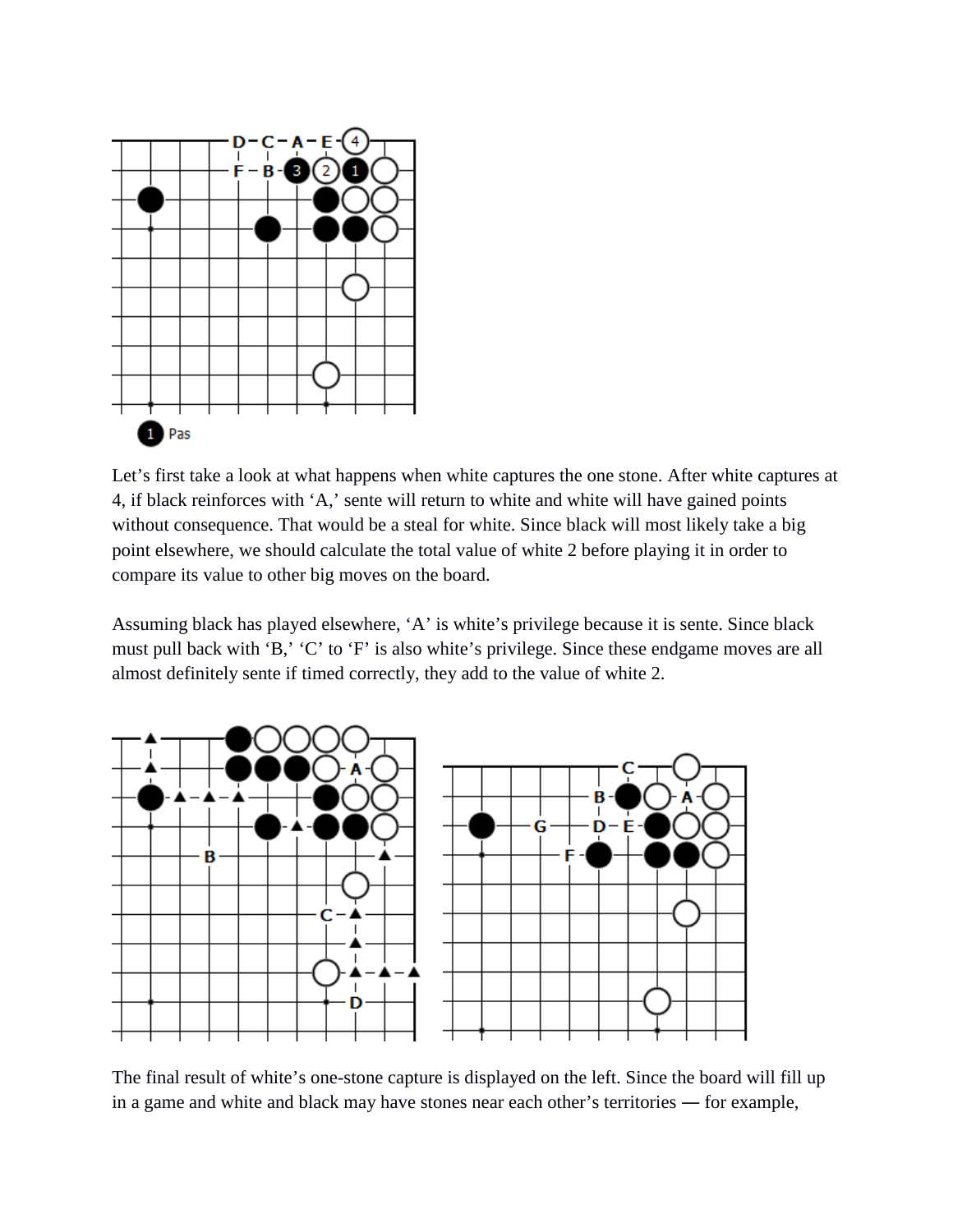Let's first take a look at what happens when white captures the one stone. After white captures at 4, if black reinforces with 'A,' sente will return to white and white will have gained points without consequence. That would be a steal for white. Since black will most likely take a big point elsewhere, we should calculate the total value of white 2 before playing it in order to compare its value to other big moves on the board.

Assuming black has played elsewhere, 'A' is white's privilege because it is sente. Since black must pull back with 'B,' 'C' to 'F' is also white's privilege. Since these endgame moves are all almost definitely sente if timed correctly, they add to the value of white 2.

The final result of white's one-stone capture is displayed on the left. Since the board will fill up in a game and white and black may have stones near each other's territories — for example,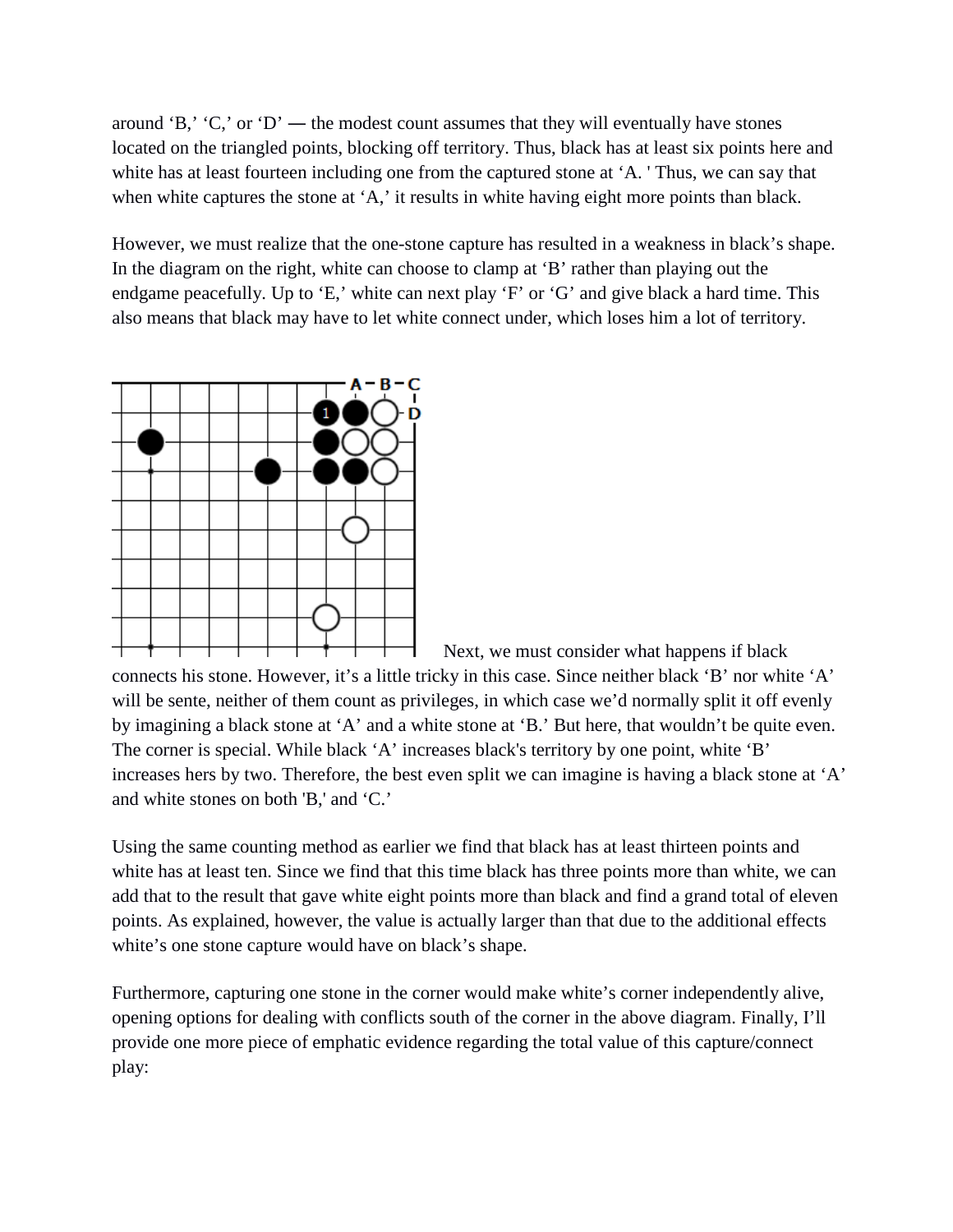around ‘B,’ ‘C,’ or ‘D’ — the modest count assumes that they will eventually have stones located on the triangled points, blocking off territory. Thus, black has at least six points here and white has at least fourteen including one from the captured stone at ‘A. ' Thus, we can say that when white captures the stone at ‘A,’ it results in white having eight more points than black.

However, we must realize that the one-stone capture has resulted in a weakness in black’s shape. In the diagram on the right, white can choose to clamp at ‘B’ rather than playing out the endgame peacefully. Up to ‘E,’ white can next play ‘F’ or ‘G’ and give black a hard time. This also means that black may have to let white connect under, which loses him a lot of territory.

Next, we must consider what happens if black connects his stone. However, it’s a little tricky in this case. Since neither black ‘B’ nor white ‘A’ will be sente, neither of them count as privileges, in which case we’d normally split it off evenly by imagining a black stone at ‘A’ and a white stone at ‘B.’ But here, that wouldn’t be quite even. The corner is special. While black ‘A’ increases black's territory by one point, white ‘B’ increases hers by two. Therefore, the best even split we can imagine is having a black stone at ‘A’ and white stones on both 'B,' and ‘C.’

Using the same counting method as earlier we find that black has at least thirteen points and white has at least ten. Since we find that this time black has three points more than white, we can add that to the result that gave white eight points more than black and find a grand total of eleven points. As explained, however, the value is actually larger than that due to the additional effects white’s one stone capture would have on black’s shape.

Furthermore, capturing one stone in the corner would make white’s corner independently alive, opening options for dealing with conflicts south of the corner in the above diagram. Finally, I’ll provide one more piece of emphatic evidence regarding the total value of this capture/connect play: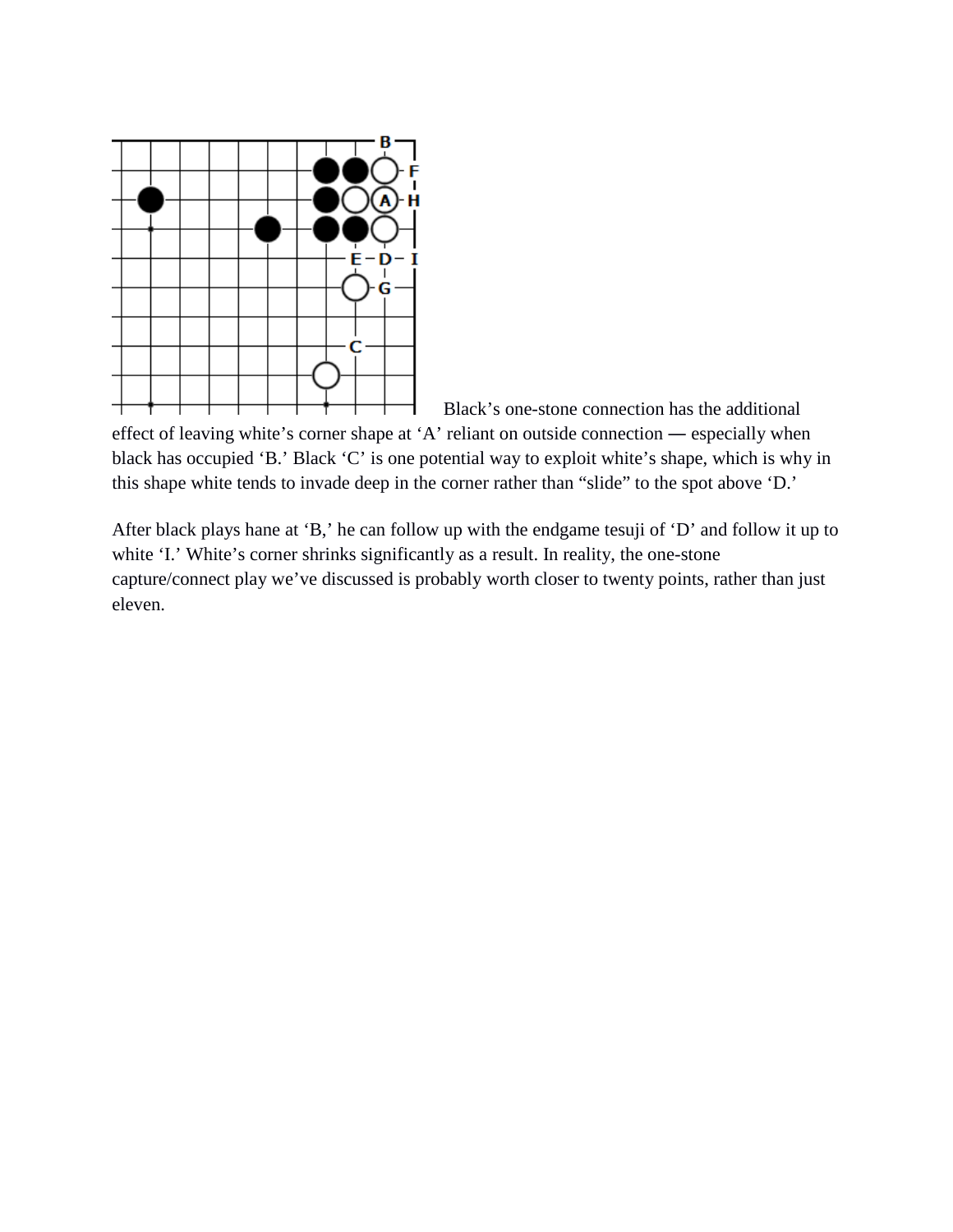Black's one-stone connection has the additional effect of leaving white's corner shape at 'A' reliant on outside connection — especially when black has occupied 'B.' Black 'C' is one potential way to exploit white's shape, which is why in this shape white tends to invade deep in the corner rather than "slide" to the spot above 'D.'

After black plays hane at 'B,' he can follow up with the endgame tesuji of 'D' and follow it up to white 'I.' White's corner shrinks significantly as a result. In reality, the one-stone capture/connect play we've discussed is probably worth closer to twenty points, rather than just eleven.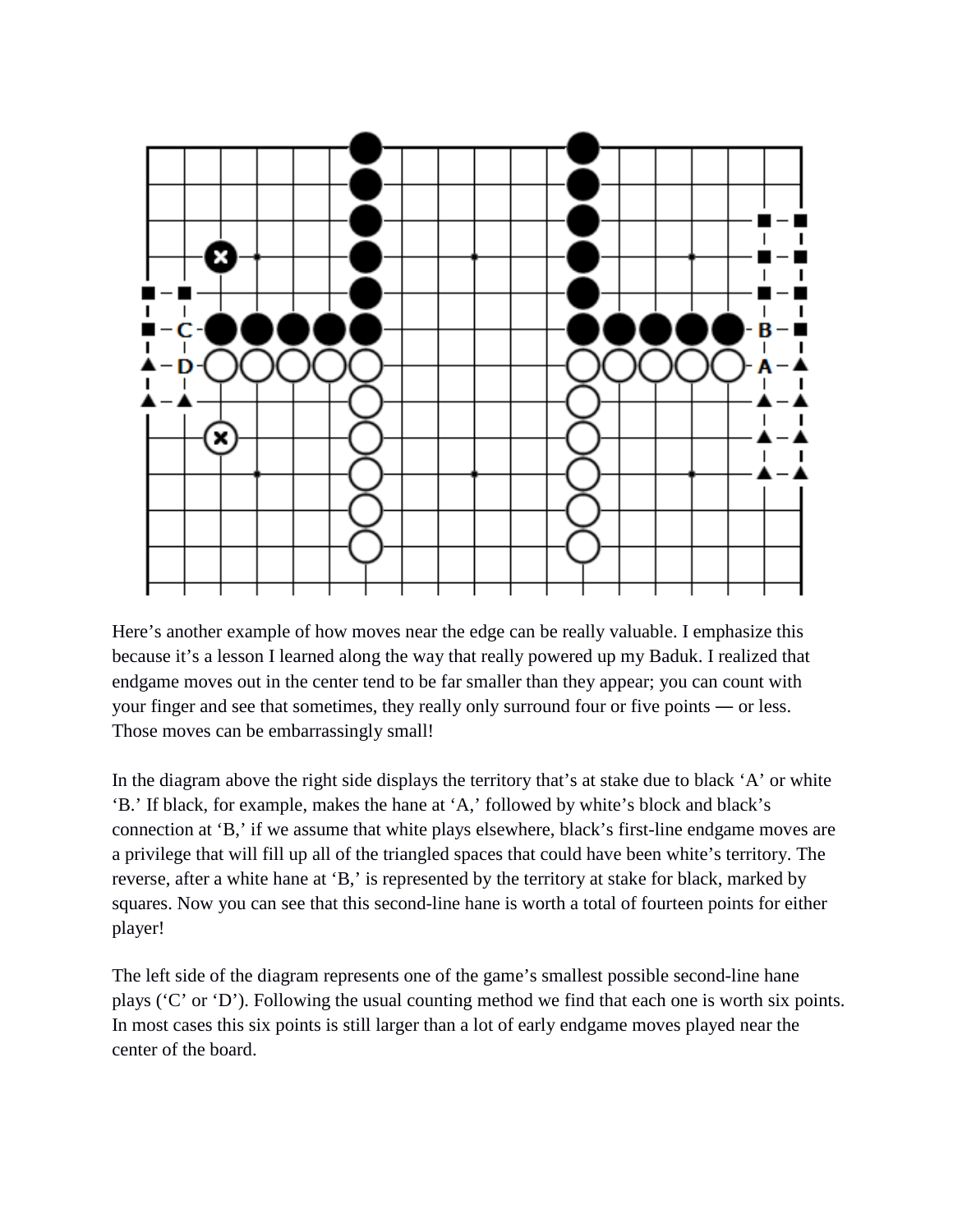Here's another example of how moves near the edge can be really valuable. I emphasize this because it's a lesson I learned along the way that really powered up my Baduk. I realized that endgame moves out in the center tend to be far smaller than they appear; you can count with your finger and see that sometimes, they really only surround four or five points — or less. Those moves can be embarrassingly small!

In the diagram above the right side displays the territory that's at stake due to black 'A' or white 'B.' If black, for example, makes the hane at 'A,' followed by white's block and black's connection at 'B,' if we assume that white plays elsewhere, black's first-line endgame moves are a privilege that will fill up all of the triangled spaces that could have been white's territory. The reverse, after a white hane at 'B,' is represented by the territory at stake for black, marked by squares. Now you can see that this second-line hane is worth a total of fourteen points for either player!

The left side of the diagram represents one of the game's smallest possible second-line hane plays ('C' or 'D'). Following the usual counting method we find that each one is worth six points. In most cases this six points is still larger than a lot of early endgame moves played near the center of the board.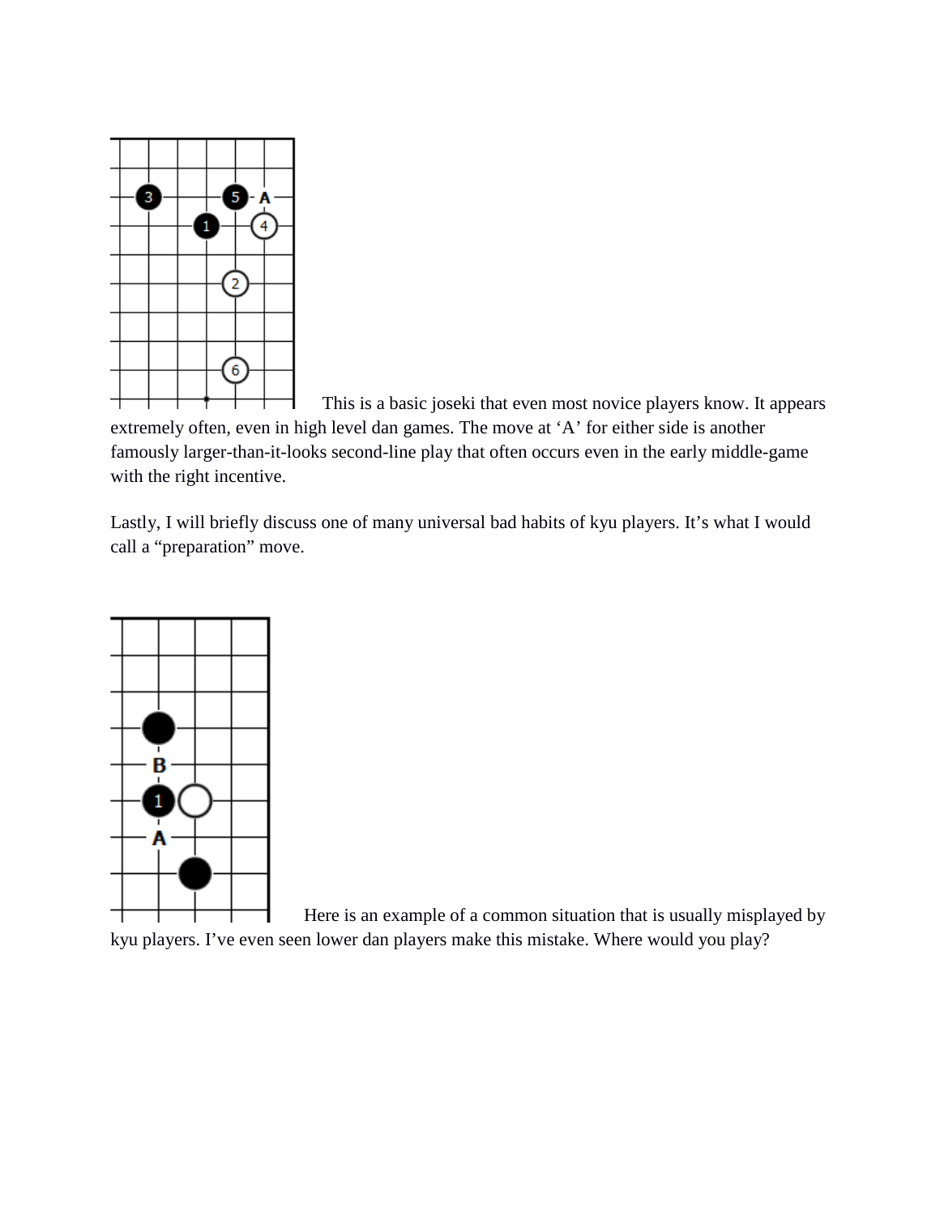This is a basic joseki that even most novice players know. It appears extremely often, even in high level dan games. The move at 'A' for either side is another famously larger-than-it-looks second-line play that often occurs even in the early middle-game with the right incentive.

Lastly, I will briefly discuss one of many universal bad habits of kyu players. It's what I would call a "preparation" move.

Here is an example of a common situation that is usually misplayed by kyu players. I've even seen lower dan players make this mistake. Where would you play?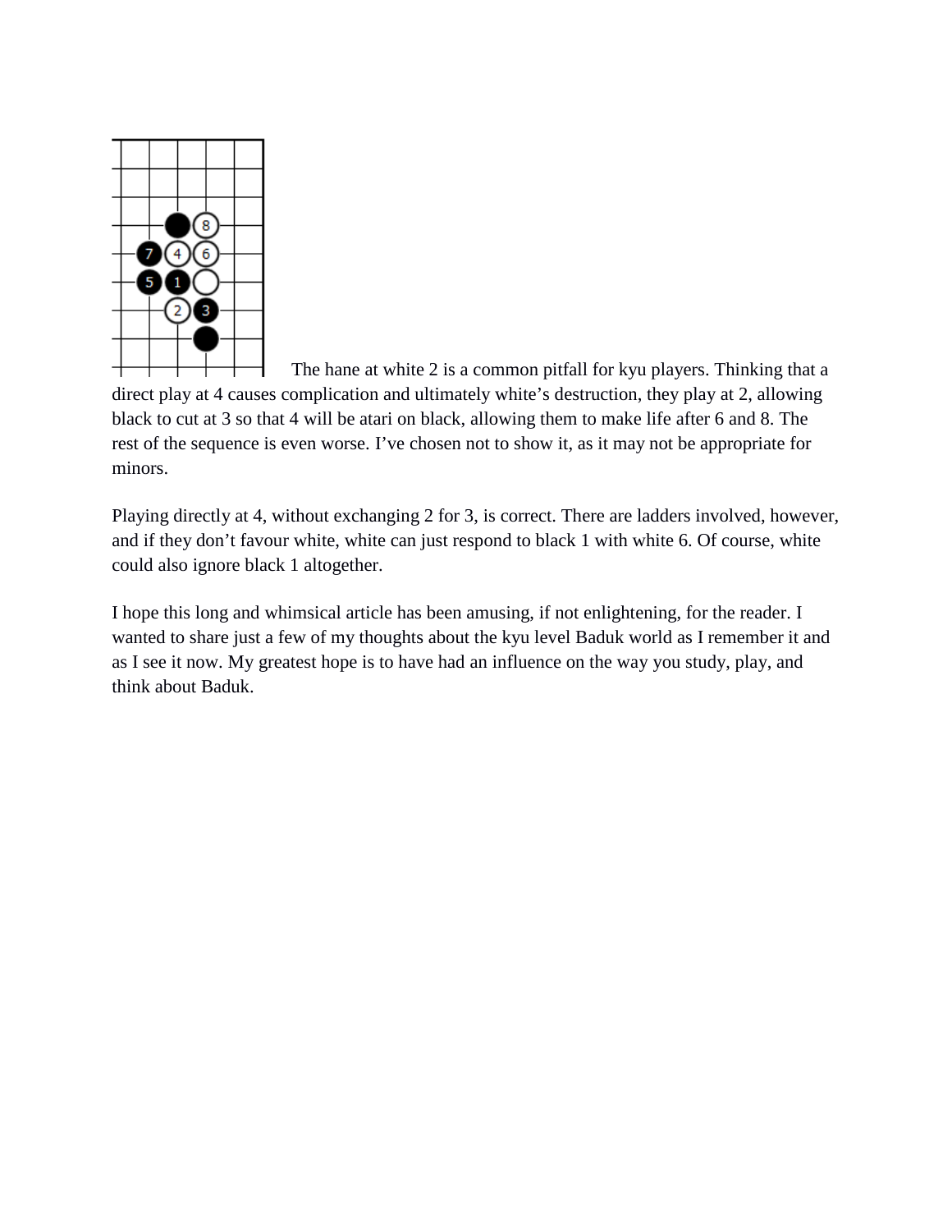The hane at white 2 is a common pitfall for kyu players. Thinking that a direct play at 4 causes complication and ultimately white's destruction, they play at 2, allowing black to cut at 3 so that 4 will be atari on black, allowing them to make life after 6 and 8. The rest of the sequence is even worse. I've chosen not to show it, as it may not be appropriate for minors.

Playing directly at 4, without exchanging 2 for 3, is correct. There are ladders involved, however, and if they don't favour white, white can just respond to black 1 with white 6. Of course, white could also ignore black 1 altogether.

I hope this long and whimsical article has been amusing, if not enlightening, for the reader. I wanted to share just a few of my thoughts about the kyu level Baduk world as I remember it and as I see it now. My greatest hope is to have had an influence on the way you study, play, and think about Baduk.